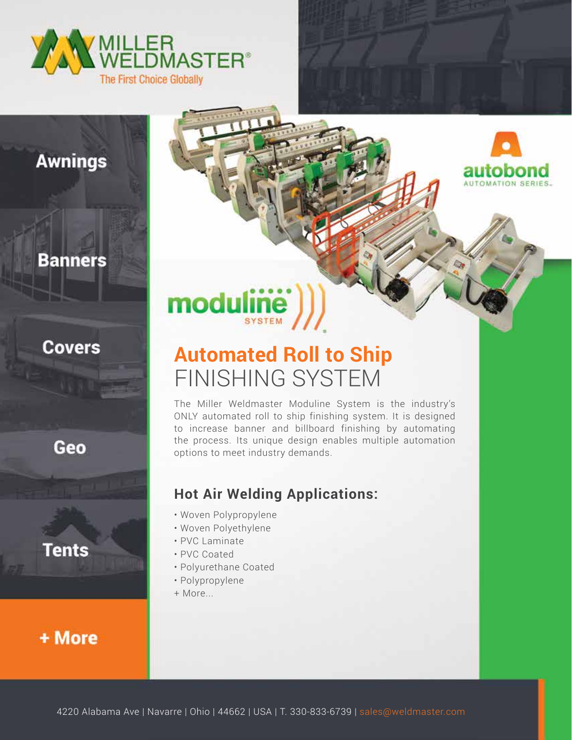MILLER WELDMASTER®

The First Choice Globally

- Awnings
- Banners
- Covers
- Geo
- Tents
- + More

autobond AUTOMATION SERIES

moduline SYSTEM

# Automated Roll to Ship FINISHING SYSTEM

The Miller Weldmaster Moduline System is the industry's ONLY automated roll to ship finishing system. It is designed to increase banner and billboard finishing by automating the process. Its unique design enables multiple automation options to meet industry demands.

## Hot Air Welding Applications:

- Woven Polypropylene
- Woven Polyethylene
- PVC Laminate
- PVC Coated
- Polyurethane Coated
- Polypropylene

+ More...

4220 Alabama Ave | Navarre | Ohio | 44662 | USA | T. 330-833-6739 | sales@weldmaster.com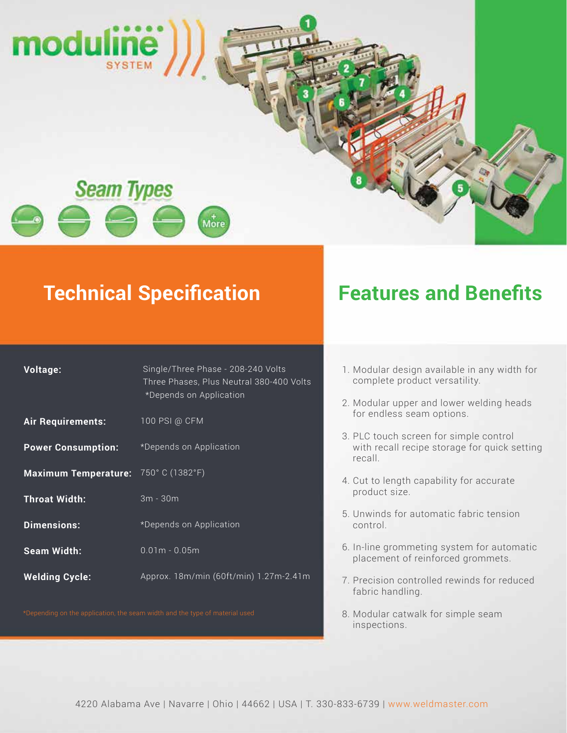moduline SYSTEM

## Seam Types

More

## Technical Specification

| | |
|---|---|
| **Voltage:** | Single/Three Phase - 208-240 Volts<br>Three Phases, Plus Neutral 380-400 Volts<br>*Depends on Application |
| **Air Requirements:** | 100 PSI @ CFM |
| **Power Consumption:** | *Depends on Application |
| **Maximum Temperature:** | 750° C (1382°F) |
| **Throat Width:** | 3m - 30m |
| **Dimensions:** | *Depends on Application |
| **Seam Width:** | 0.01m - 0.05m |
| **Welding Cycle:** | Approx. 18m/min (60ft/min) 1.27m-2.41m |

*Depending on the application, the seam width and the type of material used

## Features and Benefits

1. Modular design available in any width for complete product versatility.
2. Modular upper and lower welding heads for endless seam options.
3. PLC touch screen for simple control with recall recipe storage for quick setting recall.
4. Cut to length capability for accurate product size.
5. Unwinds for automatic fabric tension control.
6. In-line grommeting system for automatic placement of reinforced grommets.
7. Precision controlled rewinds for reduced fabric handling.
8. Modular catwalk for simple seam inspections.

4220 Alabama Ave | Navarre | Ohio | 44662 | USA | T. 330-833-6739 | www.weldmaster.com